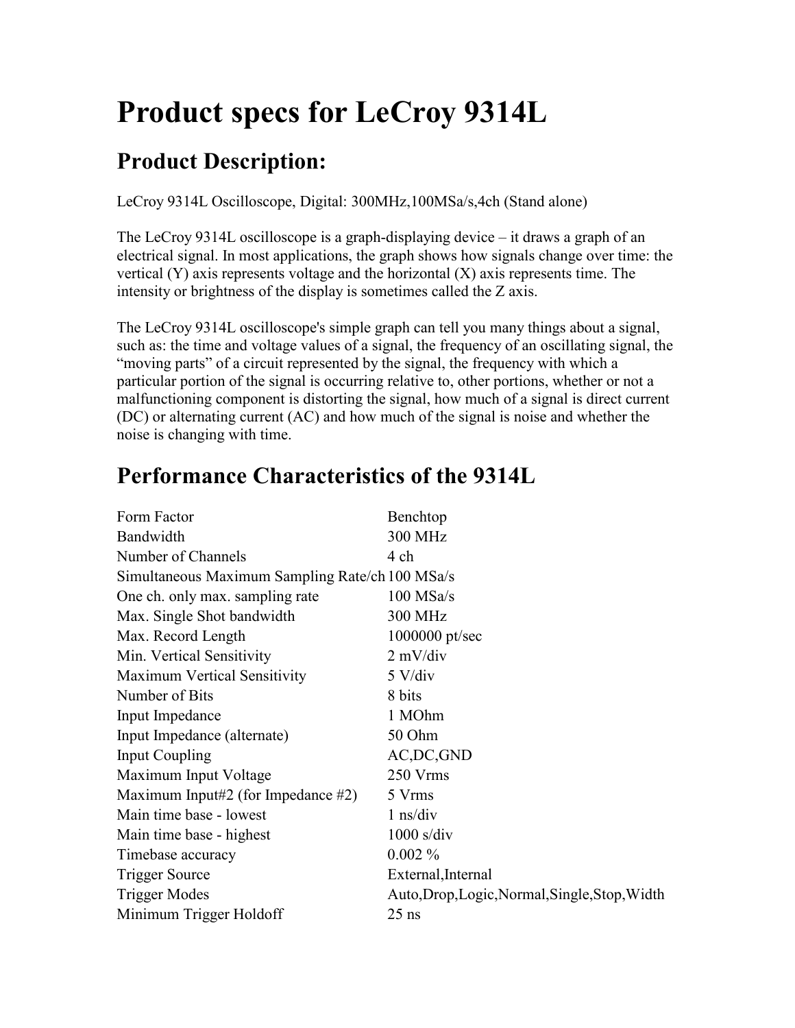# Product specs for LeCroy 9314L

## Product Description:

LeCroy 9314L Oscilloscope, Digital: 300MHz,100MSa/s,4ch (Stand alone)

The LeCroy 9314L oscilloscope is a graph-displaying device – it draws a graph of an electrical signal. In most applications, the graph shows how signals change over time: the vertical (Y) axis represents voltage and the horizontal (X) axis represents time. The intensity or brightness of the display is sometimes called the Z axis.

The LeCroy 9314L oscilloscope's simple graph can tell you many things about a signal, such as: the time and voltage values of a signal, the frequency of an oscillating signal, the "moving parts" of a circuit represented by the signal, the frequency with which a particular portion of the signal is occurring relative to, other portions, whether or not a malfunctioning component is distorting the signal, how much of a signal is direct current (DC) or alternating current (AC) and how much of the signal is noise and whether the noise is changing with time.

## Performance Characteristics of the 9314L

| | |
|---|---|
| Form Factor | Benchtop |
| Bandwidth | 300 MHz |
| Number of Channels | 4 ch |
| Simultaneous Maximum Sampling Rate/ch | 100 MSa/s |
| One ch. only max. sampling rate | 100 MSa/s |
| Max. Single Shot bandwidth | 300 MHz |
| Max. Record Length | 1000000 pt/sec |
| Min. Vertical Sensitivity | 2 mV/div |
| Maximum Vertical Sensitivity | 5 V/div |
| Number of Bits | 8 bits |
| Input Impedance | 1 MOhm |
| Input Impedance (alternate) | 50 Ohm |
| Input Coupling | AC,DC,GND |
| Maximum Input Voltage | 250 Vrms |
| Maximum Input#2 (for Impedance #2) | 5 Vrms |
| Main time base - lowest | 1 ns/div |
| Main time base - highest | 1000 s/div |
| Timebase accuracy | 0.002 % |
| Trigger Source | External,Internal |
| Trigger Modes | Auto,Drop,Logic,Normal,Single,Stop,Width |
| Minimum Trigger Holdoff | 25 ns |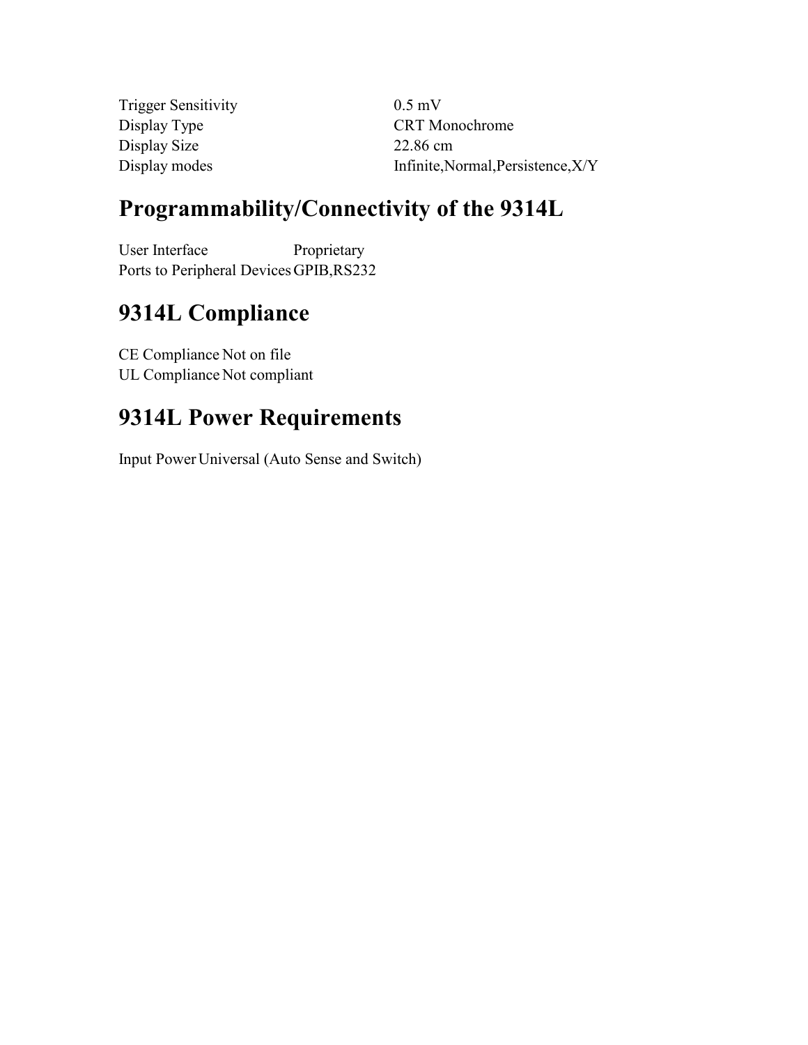| | |
|---|---|
| Trigger Sensitivity | 0.5 mV |
| Display Type | CRT Monochrome |
| Display Size | 22.86 cm |
| Display modes | Infinite,Normal,Persistence,X/Y |

## Programmability/Connectivity of the 9314L

| | |
|---|---|
| User Interface | Proprietary |
| Ports to Peripheral Devices | GPIB,RS232 |

## 9314L Compliance

| | |
|---|---|
| CE Compliance | Not on file |
| UL Compliance | Not compliant |

## 9314L Power Requirements

| | |
|---|---|
| Input Power | Universal (Auto Sense and Switch) |